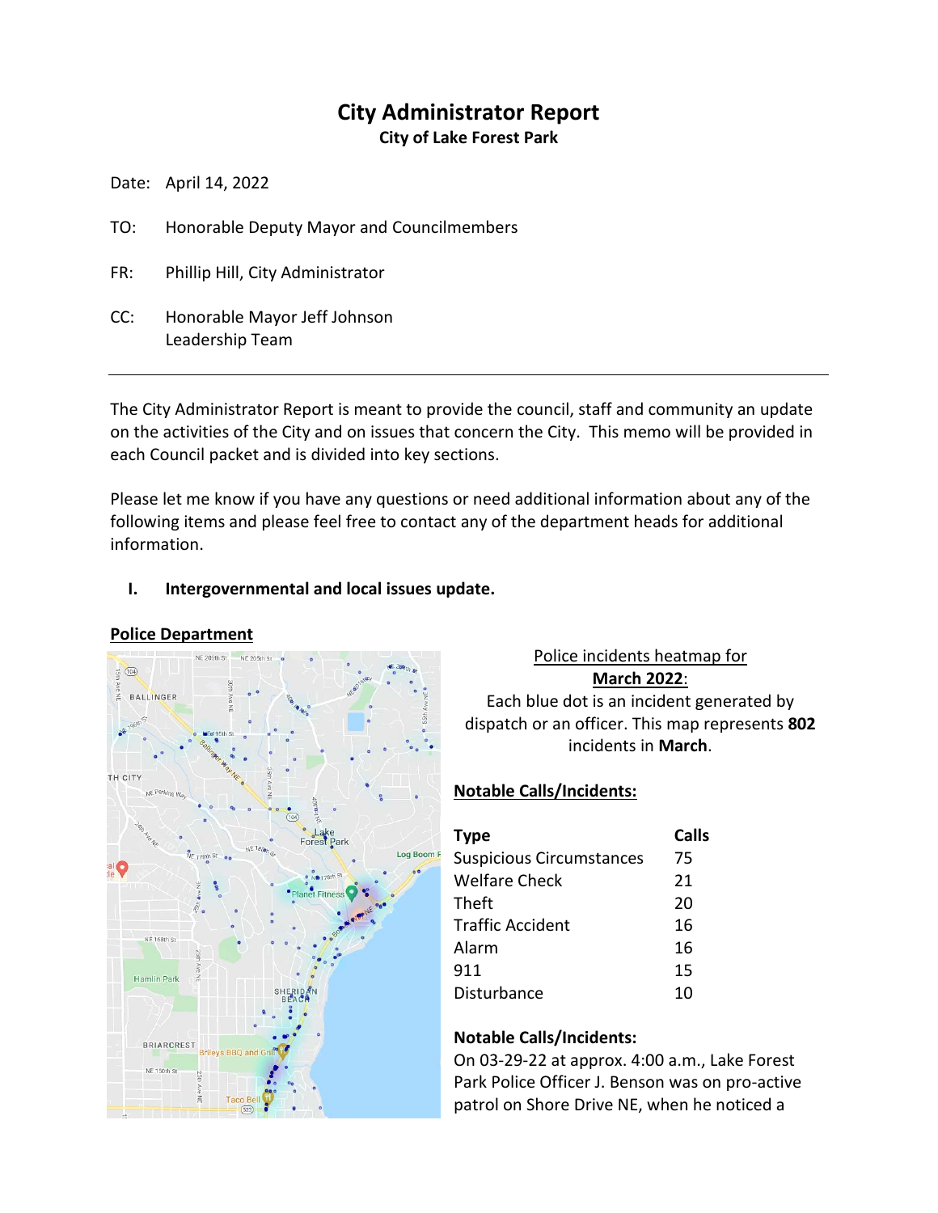# City Administrator Report
**City of Lake Forest Park**

Date: April 14, 2022

TO: Honorable Deputy Mayor and Councilmembers

FR: Phillip Hill, City Administrator

CC: Honorable Mayor Jeff Johnson
Leadership Team

---

The City Administrator Report is meant to provide the council, staff and community an update on the activities of the City and on issues that concern the City. This memo will be provided in each Council packet and is divided into key sections.

Please let me know if you have any questions or need additional information about any of the following items and please feel free to contact any of the department heads for additional information.

## I. Intergovernmental and local issues update.

### Police Department

Police incidents heatmap for **March 2022**:
Each blue dot is an incident generated by dispatch or an officer. This map represents **802** incidents in **March**.

**Notable Calls/Incidents:**

| Type | Calls |
|---|---|
| Suspicious Circumstances | 75 |
| Welfare Check | 21 |
| Theft | 20 |
| Traffic Accident | 16 |
| Alarm | 16 |
| 911 | 15 |
| Disturbance | 10 |

**Notable Calls/Incidents:**
On 03-29-22 at approx. 4:00 a.m., Lake Forest Park Police Officer J. Benson was on pro-active patrol on Shore Drive NE, when he noticed a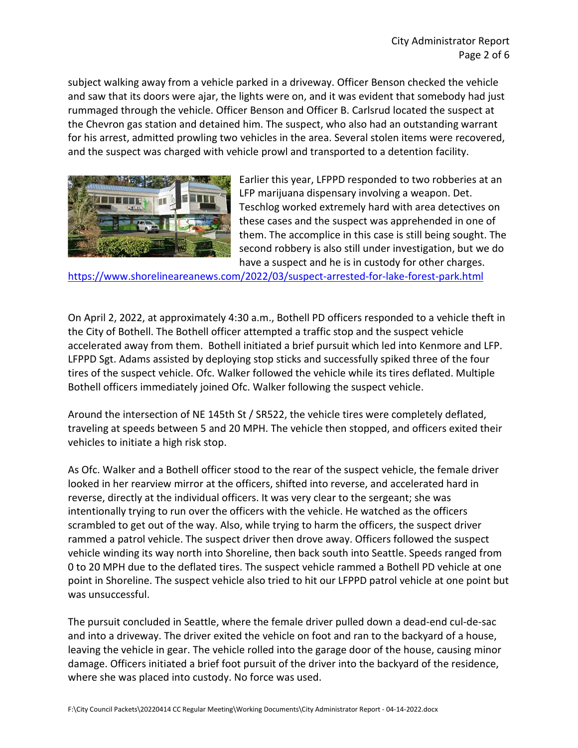subject walking away from a vehicle parked in a driveway. Officer Benson checked the vehicle and saw that its doors were ajar, the lights were on, and it was evident that somebody had just rummaged through the vehicle. Officer Benson and Officer B. Carlsrud located the suspect at the Chevron gas station and detained him. The suspect, who also had an outstanding warrant for his arrest, admitted prowling two vehicles in the area. Several stolen items were recovered, and the suspect was charged with vehicle prowl and transported to a detention facility.

Earlier this year, LFPPD responded to two robberies at an LFP marijuana dispensary involving a weapon. Det. Teschlog worked extremely hard with area detectives on these cases and the suspect was apprehended in one of them. The accomplice in this case is still being sought. The second robbery is also still under investigation, but we do have a suspect and he is in custody for other charges.
https://www.shorelineareanews.com/2022/03/suspect-arrested-for-lake-forest-park.html

On April 2, 2022, at approximately 4:30 a.m., Bothell PD officers responded to a vehicle theft in the City of Bothell. The Bothell officer attempted a traffic stop and the suspect vehicle accelerated away from them. Bothell initiated a brief pursuit which led into Kenmore and LFP. LFPPD Sgt. Adams assisted by deploying stop sticks and successfully spiked three of the four tires of the suspect vehicle. Ofc. Walker followed the vehicle while its tires deflated. Multiple Bothell officers immediately joined Ofc. Walker following the suspect vehicle.

Around the intersection of NE 145th St / SR522, the vehicle tires were completely deflated, traveling at speeds between 5 and 20 MPH. The vehicle then stopped, and officers exited their vehicles to initiate a high risk stop.

As Ofc. Walker and a Bothell officer stood to the rear of the suspect vehicle, the female driver looked in her rearview mirror at the officers, shifted into reverse, and accelerated hard in reverse, directly at the individual officers. It was very clear to the sergeant; she was intentionally trying to run over the officers with the vehicle. He watched as the officers scrambled to get out of the way. Also, while trying to harm the officers, the suspect driver rammed a patrol vehicle. The suspect driver then drove away. Officers followed the suspect vehicle winding its way north into Shoreline, then back south into Seattle. Speeds ranged from 0 to 20 MPH due to the deflated tires. The suspect vehicle rammed a Bothell PD vehicle at one point in Shoreline. The suspect vehicle also tried to hit our LFPPD patrol vehicle at one point but was unsuccessful.

The pursuit concluded in Seattle, where the female driver pulled down a dead-end cul-de-sac and into a driveway. The driver exited the vehicle on foot and ran to the backyard of a house, leaving the vehicle in gear. The vehicle rolled into the garage door of the house, causing minor damage. Officers initiated a brief foot pursuit of the driver into the backyard of the residence, where she was placed into custody. No force was used.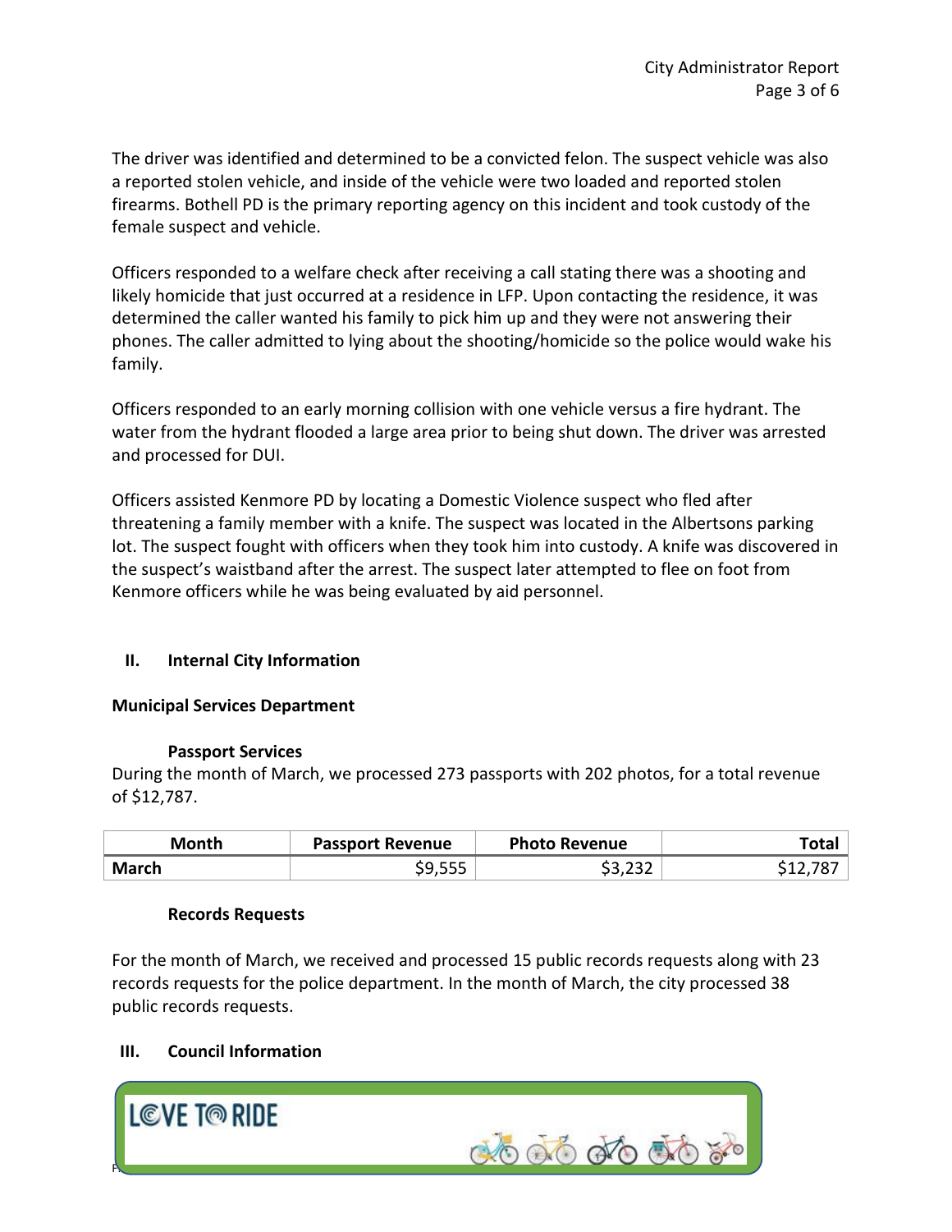The driver was identified and determined to be a convicted felon. The suspect vehicle was also a reported stolen vehicle, and inside of the vehicle were two loaded and reported stolen firearms. Bothell PD is the primary reporting agency on this incident and took custody of the female suspect and vehicle.

Officers responded to a welfare check after receiving a call stating there was a shooting and likely homicide that just occurred at a residence in LFP. Upon contacting the residence, it was determined the caller wanted his family to pick him up and they were not answering their phones. The caller admitted to lying about the shooting/homicide so the police would wake his family.

Officers responded to an early morning collision with one vehicle versus a fire hydrant. The water from the hydrant flooded a large area prior to being shut down. The driver was arrested and processed for DUI.

Officers assisted Kenmore PD by locating a Domestic Violence suspect who fled after threatening a family member with a knife. The suspect was located in the Albertsons parking lot. The suspect fought with officers when they took him into custody. A knife was discovered in the suspect's waistband after the arrest. The suspect later attempted to flee on foot from Kenmore officers while he was being evaluated by aid personnel.

## II. Internal City Information

### Municipal Services Department

#### Passport Services

During the month of March, we processed 273 passports with 202 photos, for a total revenue of $12,787.

| Month | Passport Revenue | Photo Revenue | Total |
|---|---|---|---|
| **March** | $9,555 | $3,232 | $12,787 |

#### Records Requests

For the month of March, we received and processed 15 public records requests along with 23 records requests for the police department. In the month of March, the city processed 38 public records requests.

## III. Council Information

LOVE TO RIDE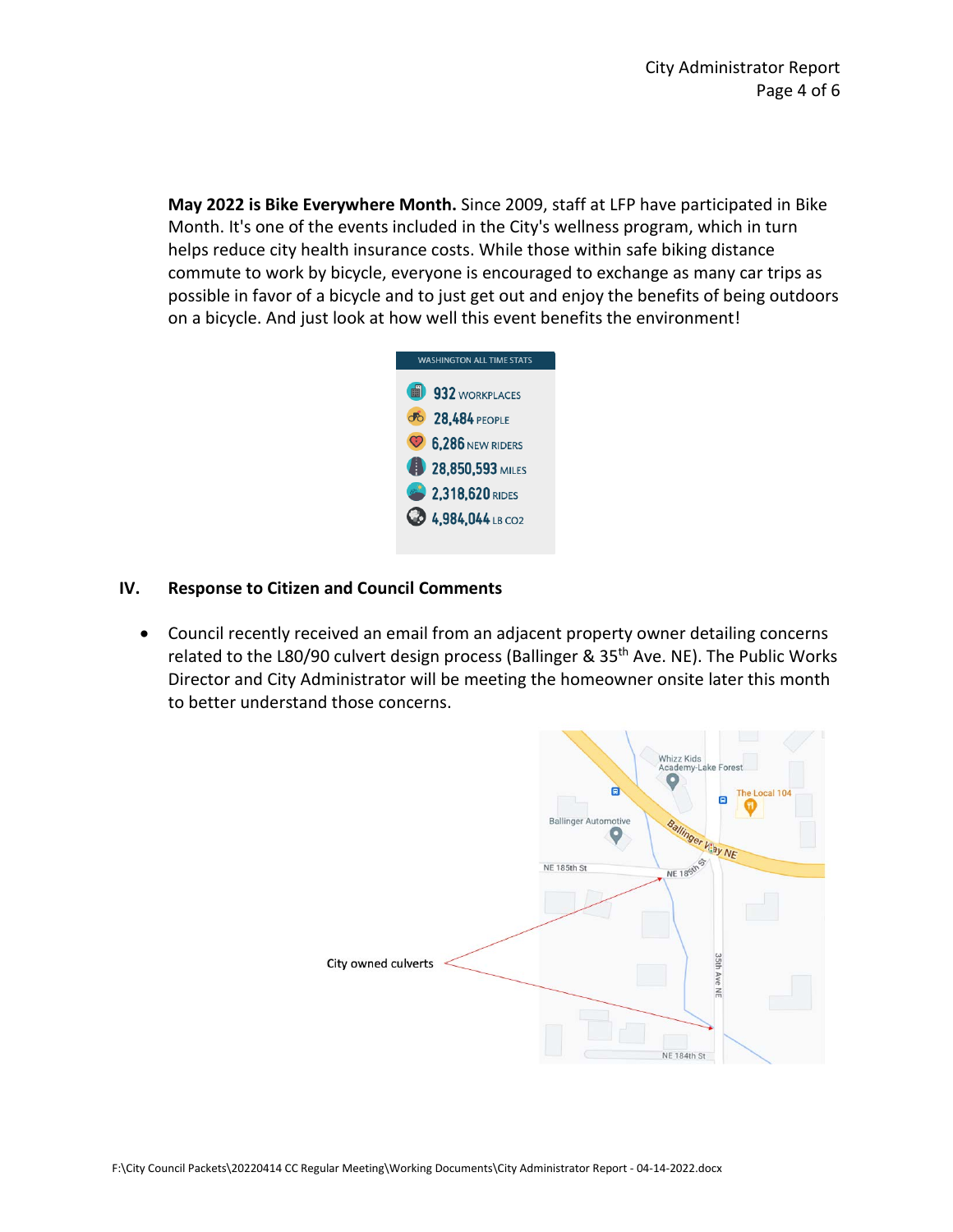**May 2022 is Bike Everywhere Month.** Since 2009, staff at LFP have participated in Bike Month. It's one of the events included in the City's wellness program, which in turn helps reduce city health insurance costs. While those within safe biking distance commute to work by bicycle, everyone is encouraged to exchange as many car trips as possible in favor of a bicycle and to just get out and enjoy the benefits of being outdoors on a bicycle. And just look at how well this event benefits the environment!

WASHINGTON ALL TIME STATS

- 932 WORKPLACES
- 28,484 PEOPLE
- 6,286 NEW RIDERS
- 28,850,593 MILES
- 2,318,620 RIDES
- 4,984,044 LB $CO_2$

## IV. Response to Citizen and Council Comments

- Council recently received an email from an adjacent property owner detailing concerns related to the L80/90 culvert design process (Ballinger & 35th Ave. NE). The Public Works Director and City Administrator will be meeting the homeowner onsite later this month to better understand those concerns.

City owned culverts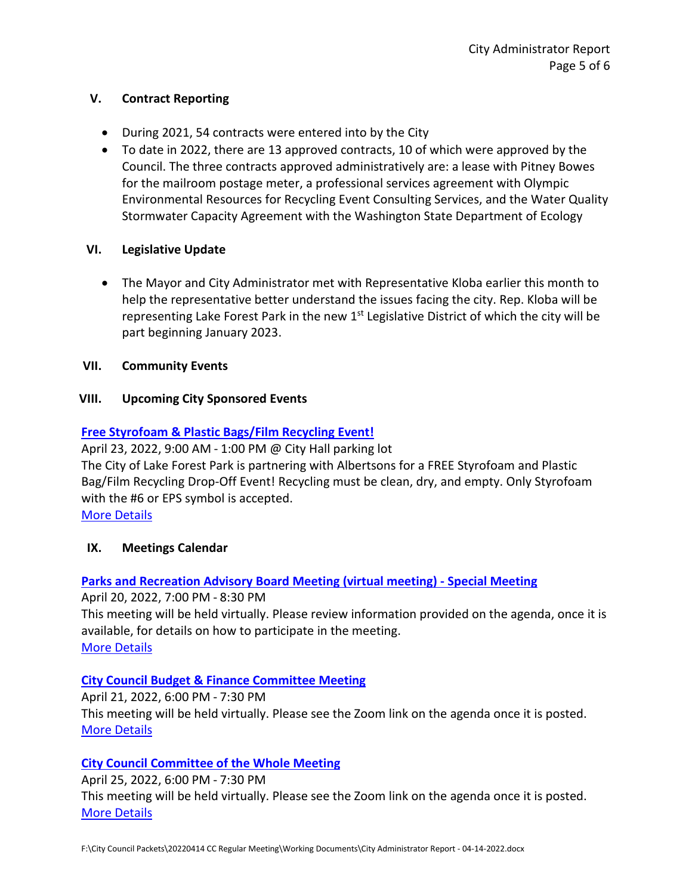## V. Contract Reporting

- During 2021, 54 contracts were entered into by the City
- To date in 2022, there are 13 approved contracts, 10 of which were approved by the Council. The three contracts approved administratively are: a lease with Pitney Bowes for the mailroom postage meter, a professional services agreement with Olympic Environmental Resources for Recycling Event Consulting Services, and the Water Quality Stormwater Capacity Agreement with the Washington State Department of Ecology

## VI. Legislative Update

- The Mayor and City Administrator met with Representative Kloba earlier this month to help the representative better understand the issues facing the city. Rep. Kloba will be representing Lake Forest Park in the new 1st Legislative District of which the city will be part beginning January 2023.

## VII. Community Events

## VIII. Upcoming City Sponsored Events

**Free Styrofoam & Plastic Bags/Film Recycling Event!**

April 23, 2022, 9:00 AM - 1:00 PM @ City Hall parking lot
The City of Lake Forest Park is partnering with Albertsons for a FREE Styrofoam and Plastic Bag/Film Recycling Drop-Off Event! Recycling must be clean, dry, and empty. Only Styrofoam with the #6 or EPS symbol is accepted.
More Details

## IX. Meetings Calendar

**Parks and Recreation Advisory Board Meeting (virtual meeting) - Special Meeting**

April 20, 2022, 7:00 PM - 8:30 PM
This meeting will be held virtually. Please review information provided on the agenda, once it is available, for details on how to participate in the meeting.
More Details

**City Council Budget & Finance Committee Meeting**

April 21, 2022, 6:00 PM - 7:30 PM
This meeting will be held virtually. Please see the Zoom link on the agenda once it is posted.
More Details

**City Council Committee of the Whole Meeting**

April 25, 2022, 6:00 PM - 7:30 PM
This meeting will be held virtually. Please see the Zoom link on the agenda once it is posted.
More Details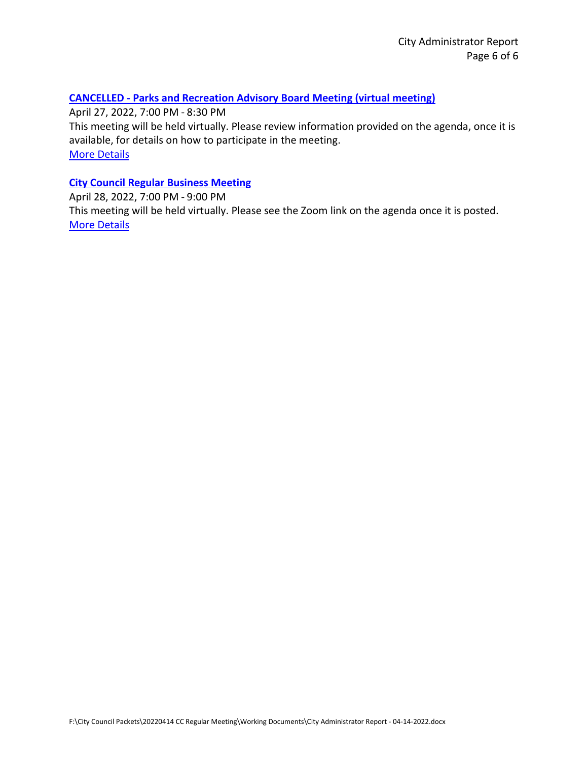**[CANCELLED - Parks and Recreation Advisory Board Meeting (virtual meeting)]()**

April 27, 2022, 7:00 PM - 8:30 PM

This meeting will be held virtually. Please review information provided on the agenda, once it is available, for details on how to participate in the meeting.

[More Details]()

**[City Council Regular Business Meeting]()**

April 28, 2022, 7:00 PM - 9:00 PM

This meeting will be held virtually. Please see the Zoom link on the agenda once it is posted.

[More Details]()